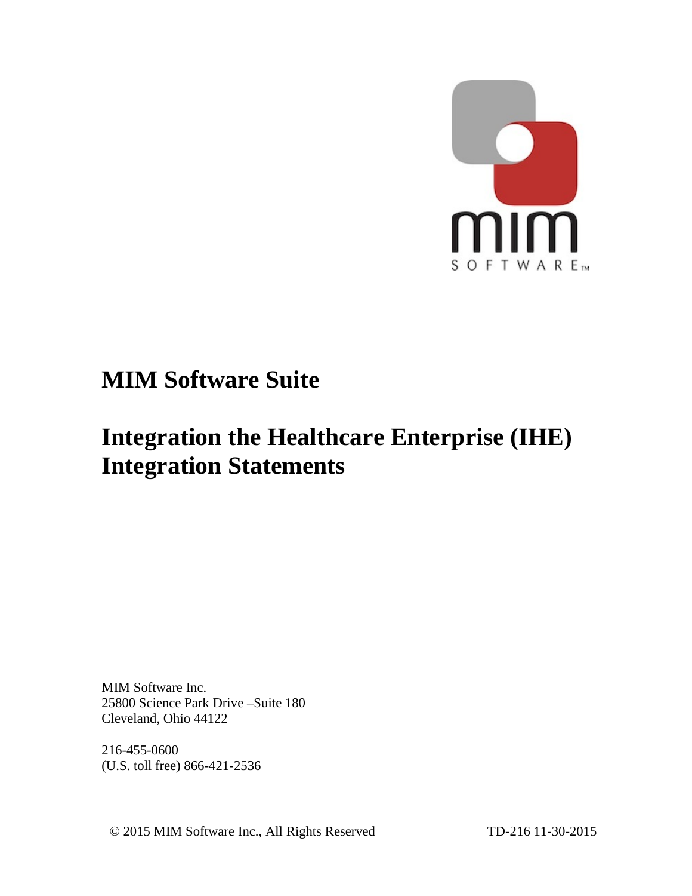# MIM Software Suite

# Integration the Healthcare Enterprise (IHE) Integration Statements

MIM Software Inc.
25800 Science Park Drive –Suite 180
Cleveland, Ohio 44122

216-455-0600
(U.S. toll free) 866-421-2536

© 2015 MIM Software Inc., All Rights Reserved TD-216 11-30-2015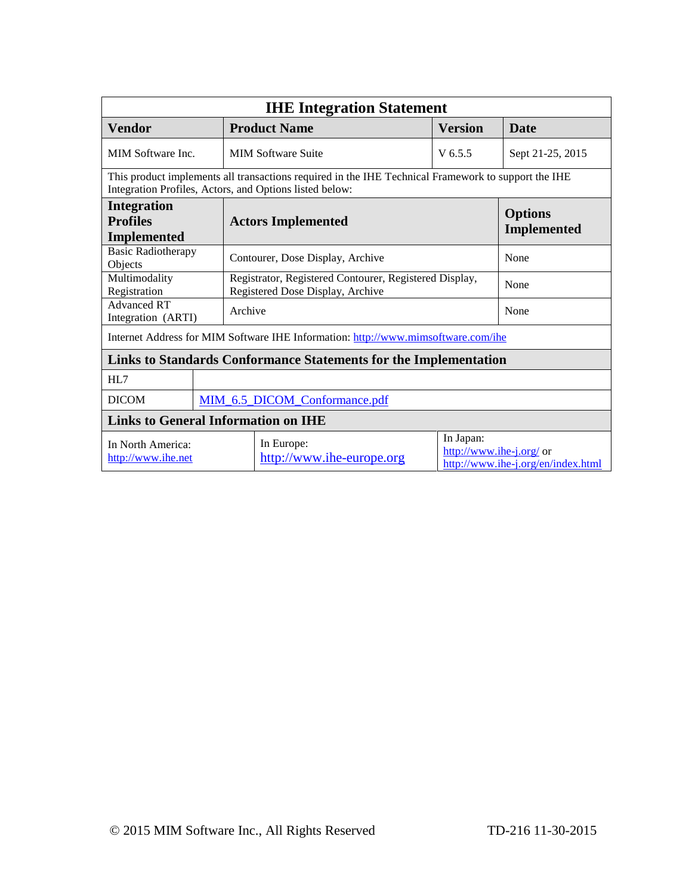# IHE Integration Statement

| Vendor | Product Name | Version | Date |
|---|---|---|---|
| MIM Software Inc. | MIM Software Suite | V 6.5.5 | Sept 21-25, 2015 |

This product implements all transactions required in the IHE Technical Framework to support the IHE Integration Profiles, Actors, and Options listed below:

| Integration Profiles Implemented | Actors Implemented | Options Implemented |
|---|---|---|
| Basic Radiotherapy Objects | Contourer, Dose Display, Archive | None |
| Multimodality Registration | Registrator, Registered Contourer, Registered Display, Registered Dose Display, Archive | None |
| Advanced RT Integration (ARTI) | Archive | None |

Internet Address for MIM Software IHE Information: http://www.mimsoftware.com/ihe

## Links to Standards Conformance Statements for the Implementation

| | |
|---|---|
| HL7 | |
| DICOM | MIM_6.5_DICOM_Conformance.pdf |

## Links to General Information on IHE

| | | |
|---|---|---|
| In North America: http://www.ihe.net | In Europe: http://www.ihe-europe.org | In Japan: http://www.ihe-j.org/ or http://www.ihe-j.org/en/index.html |

© 2015 MIM Software Inc., All Rights Reserved TD-216 11-30-2015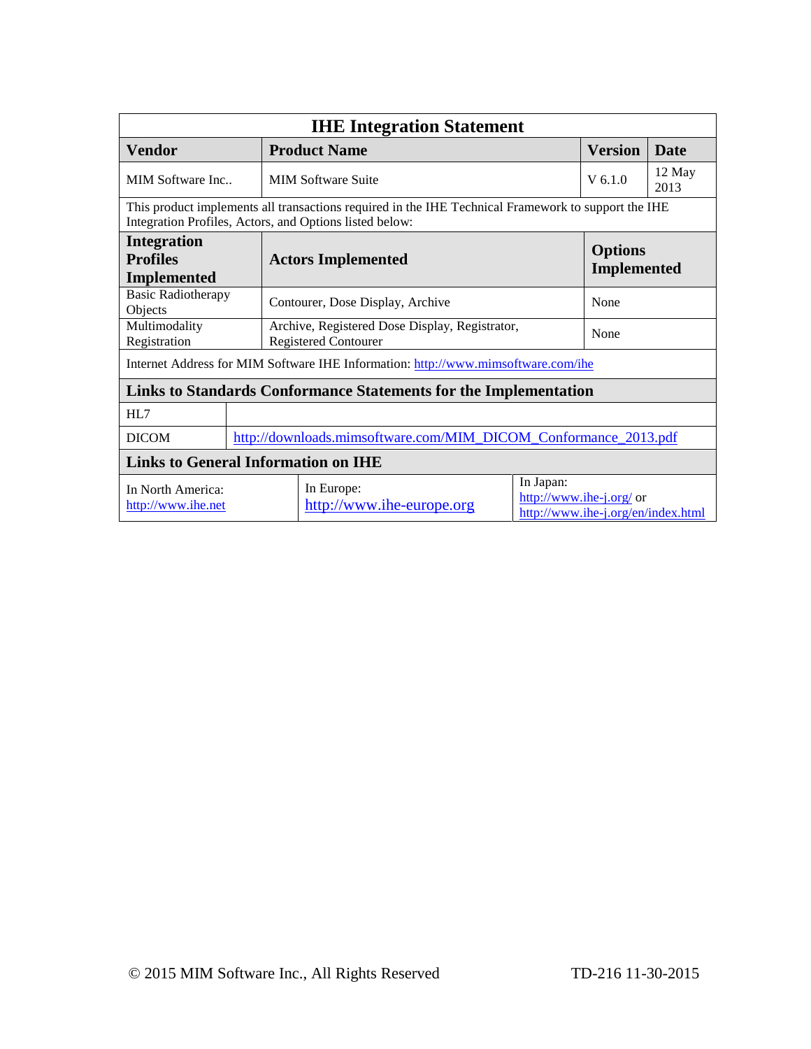# IHE Integration Statement

| Vendor | Product Name | Version | Date |
|---|---|---|---|
| MIM Software Inc.. | MIM Software Suite | V 6.1.0 | 12 May 2013 |

This product implements all transactions required in the IHE Technical Framework to support the IHE Integration Profiles, Actors, and Options listed below:

| Integration Profiles Implemented | Actors Implemented | Options Implemented |
|---|---|---|
| Basic Radiotherapy Objects | Contourer, Dose Display, Archive | None |
| Multimodality Registration | Archive, Registered Dose Display, Registrator, Registered Contourer | None |

Internet Address for MIM Software IHE Information: http://www.mimsoftware.com/ihe

## Links to Standards Conformance Statements for the Implementation

| | |
|---|---|
| HL7 | |
| DICOM | http://downloads.mimsoftware.com/MIM_DICOM_Conformance_2013.pdf |

## Links to General Information on IHE

| | | |
|---|---|---|
| In North America: http://www.ihe.net | In Europe: http://www.ihe-europe.org | In Japan: http://www.ihe-j.org/ or http://www.ihe-j.org/en/index.html |

© 2015 MIM Software Inc., All Rights Reserved TD-216 11-30-2015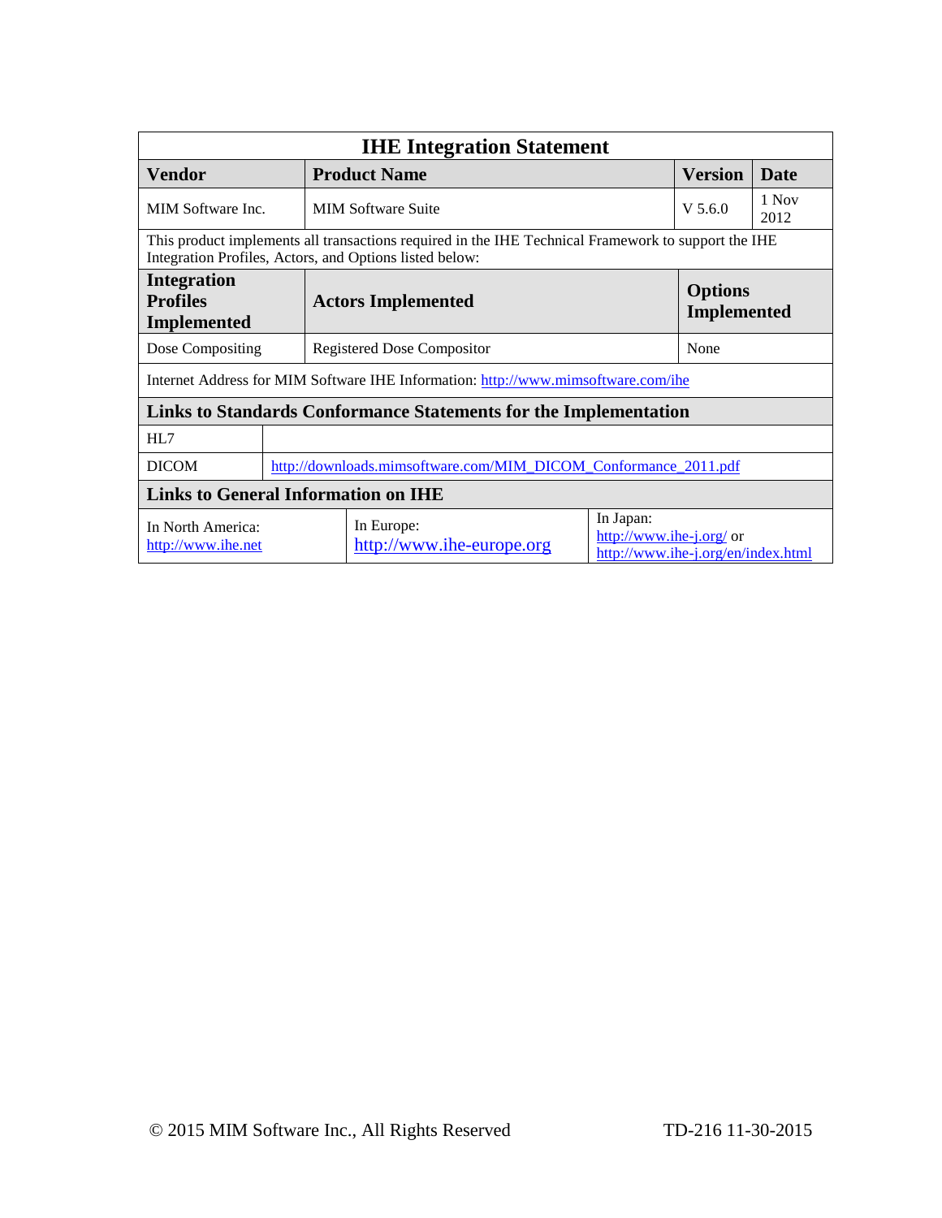# IHE Integration Statement

| Vendor | Product Name | Version | Date |
|---|---|---|---|
| MIM Software Inc. | MIM Software Suite | V 5.6.0 | 1 Nov 2012 |

This product implements all transactions required in the IHE Technical Framework to support the IHE Integration Profiles, Actors, and Options listed below:

| Integration Profiles Implemented | Actors Implemented | Options Implemented |
|---|---|---|
| Dose Compositing | Registered Dose Compositor | None |

Internet Address for MIM Software IHE Information: http://www.mimsoftware.com/ihe

## Links to Standards Conformance Statements for the Implementation

| | |
|---|---|
| HL7 | |
| DICOM | http://downloads.mimsoftware.com/MIM_DICOM_Conformance_2011.pdf |

## Links to General Information on IHE

| | | |
|---|---|---|
| In North America: http://www.ihe.net | In Europe: http://www.ihe-europe.org | In Japan: http://www.ihe-j.org/ or http://www.ihe-j.org/en/index.html |

© 2015 MIM Software Inc., All Rights Reserved TD-216 11-30-2015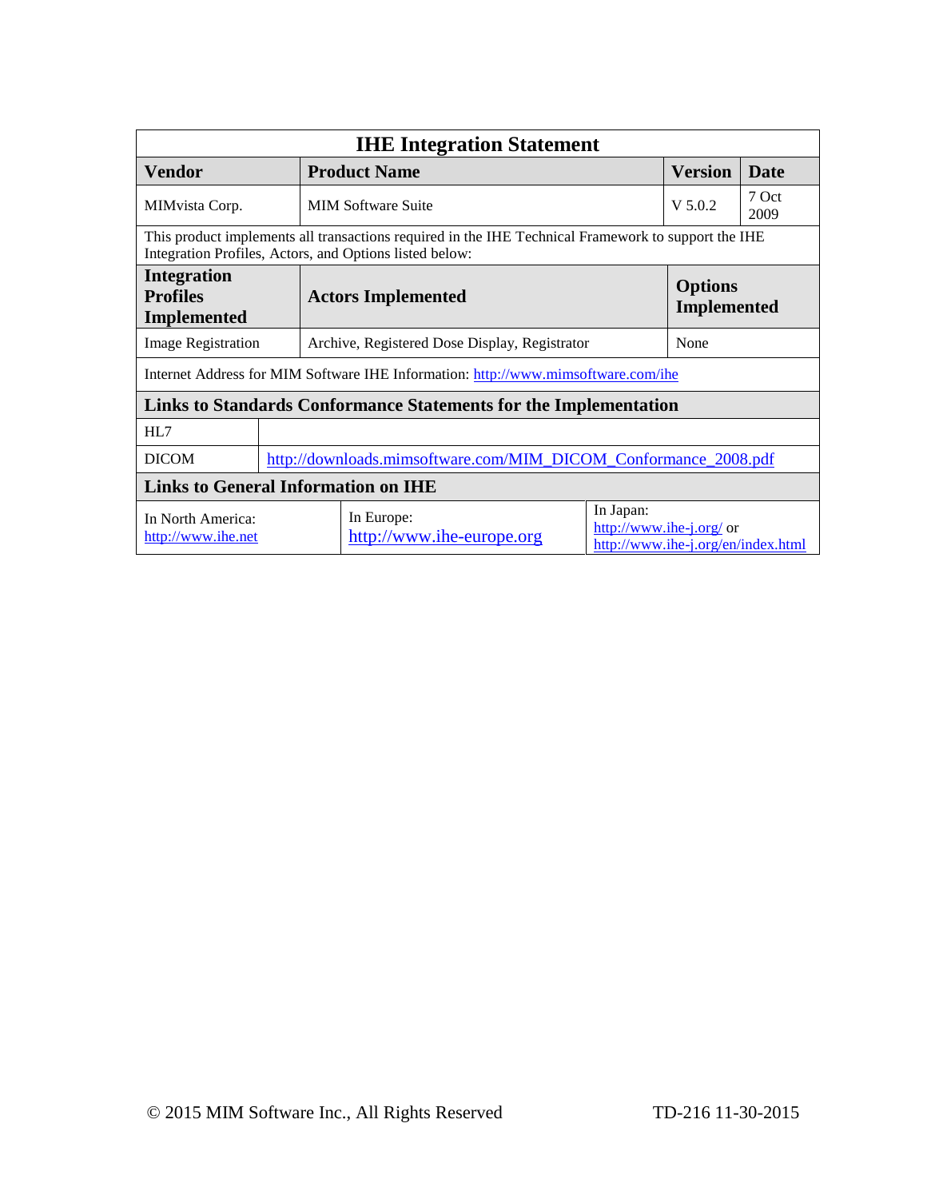# IHE Integration Statement

| Vendor | Product Name | Version | Date |
|---|---|---|---|
| MIMvista Corp. | MIM Software Suite | V 5.0.2 | 7 Oct 2009 |

This product implements all transactions required in the IHE Technical Framework to support the IHE Integration Profiles, Actors, and Options listed below:

| Integration Profiles Implemented | Actors Implemented | Options Implemented |
|---|---|---|
| Image Registration | Archive, Registered Dose Display, Registrator | None |

Internet Address for MIM Software IHE Information: http://www.mimsoftware.com/ihe

## Links to Standards Conformance Statements for the Implementation

| | |
|---|---|
| HL7 | |
| DICOM | http://downloads.mimsoftware.com/MIM_DICOM_Conformance_2008.pdf |

## Links to General Information on IHE

| In North America: | In Europe: | In Japan: |
|---|---|---|
| http://www.ihe.net | http://www.ihe-europe.org | http://www.ihe-j.org/ or http://www.ihe-j.org/en/index.html |

© 2015 MIM Software Inc., All Rights Reserved TD-216 11-30-2015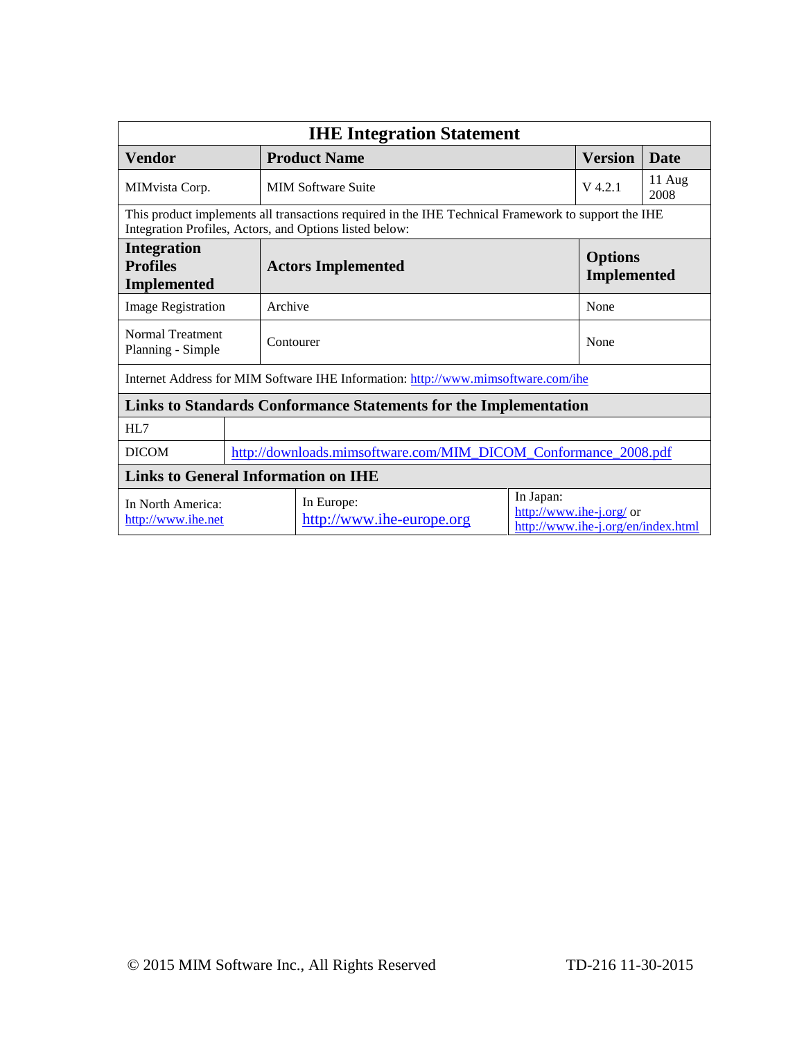# IHE Integration Statement

| Vendor | Product Name | Version | Date |
|---|---|---|---|
| MIMvista Corp. | MIM Software Suite | V 4.2.1 | 11 Aug 2008 |

This product implements all transactions required in the IHE Technical Framework to support the IHE Integration Profiles, Actors, and Options listed below:

| Integration Profiles Implemented | Actors Implemented | Options Implemented |
|---|---|---|
| Image Registration | Archive | None |
| Normal Treatment Planning - Simple | Contourer | None |

Internet Address for MIM Software IHE Information: http://www.mimsoftware.com/ihe

## Links to Standards Conformance Statements for the Implementation

| | |
|---|---|
| HL7 | |
| DICOM | http://downloads.mimsoftware.com/MIM_DICOM_Conformance_2008.pdf |

## Links to General Information on IHE

| | | |
|---|---|---|
| In North America: http://www.ihe.net | In Europe: http://www.ihe-europe.org | In Japan: http://www.ihe-j.org/ or http://www.ihe-j.org/en/index.html |

© 2015 MIM Software Inc., All Rights Reserved TD-216 11-30-2015